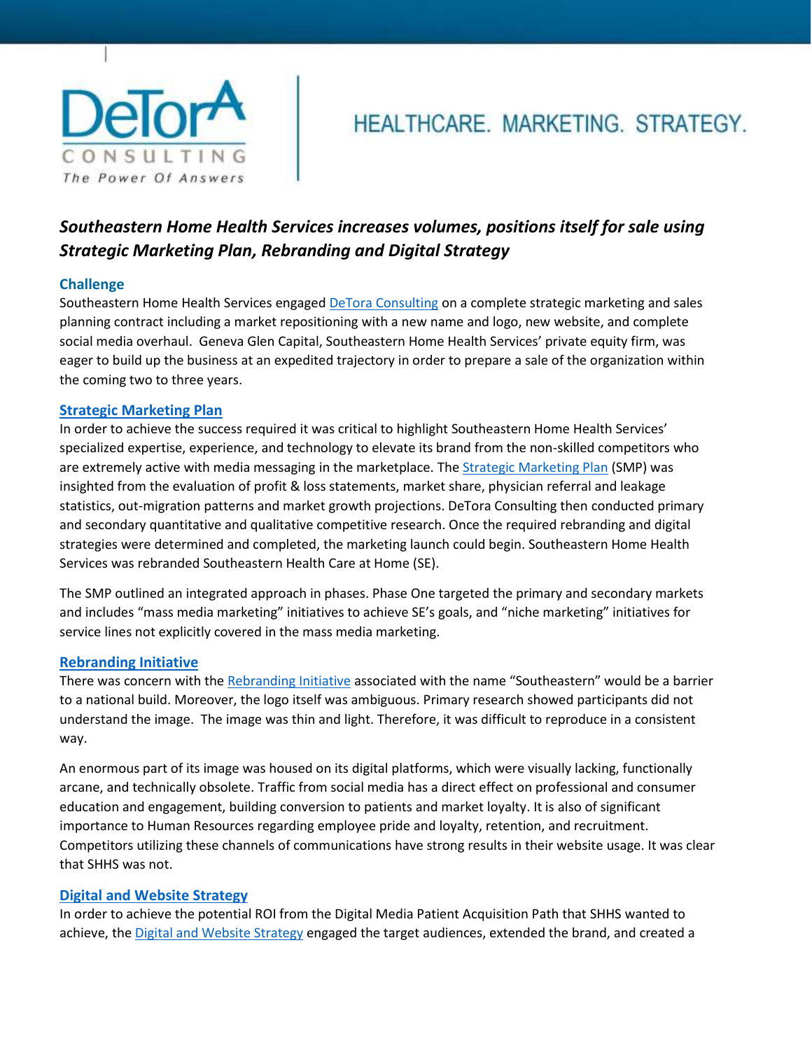DeTorA CONSULTING
The Power Of Answers

HEALTHCARE. MARKETING. STRATEGY.

# *Southeastern Home Health Services increases volumes, positions itself for sale using Strategic Marketing Plan, Rebranding and Digital Strategy*

## Challenge

Southeastern Home Health Services engaged [DeTora Consulting]() on a complete strategic marketing and sales planning contract including a market repositioning with a new name and logo, new website, and complete social media overhaul. Geneva Glen Capital, Southeastern Home Health Services' private equity firm, was eager to build up the business at an expedited trajectory in order to prepare a sale of the organization within the coming two to three years.

## [Strategic Marketing Plan]()

In order to achieve the success required it was critical to highlight Southeastern Home Health Services' specialized expertise, experience, and technology to elevate its brand from the non-skilled competitors who are extremely active with media messaging in the marketplace. The [Strategic Marketing Plan]() (SMP) was insighted from the evaluation of profit & loss statements, market share, physician referral and leakage statistics, out-migration patterns and market growth projections. DeTora Consulting then conducted primary and secondary quantitative and qualitative competitive research. Once the required rebranding and digital strategies were determined and completed, the marketing launch could begin. Southeastern Home Health Services was rebranded Southeastern Health Care at Home (SE).

The SMP outlined an integrated approach in phases. Phase One targeted the primary and secondary markets and includes "mass media marketing" initiatives to achieve SE's goals, and "niche marketing" initiatives for service lines not explicitly covered in the mass media marketing.

## [Rebranding Initiative]()

There was concern with the [Rebranding Initiative]() associated with the name "Southeastern" would be a barrier to a national build. Moreover, the logo itself was ambiguous. Primary research showed participants did not understand the image. The image was thin and light. Therefore, it was difficult to reproduce in a consistent way.

An enormous part of its image was housed on its digital platforms, which were visually lacking, functionally arcane, and technically obsolete. Traffic from social media has a direct effect on professional and consumer education and engagement, building conversion to patients and market loyalty. It is also of significant importance to Human Resources regarding employee pride and loyalty, retention, and recruitment. Competitors utilizing these channels of communications have strong results in their website usage. It was clear that SHHS was not.

## [Digital and Website Strategy]()

In order to achieve the potential ROI from the Digital Media Patient Acquisition Path that SHHS wanted to achieve, the [Digital and Website Strategy]() engaged the target audiences, extended the brand, and created a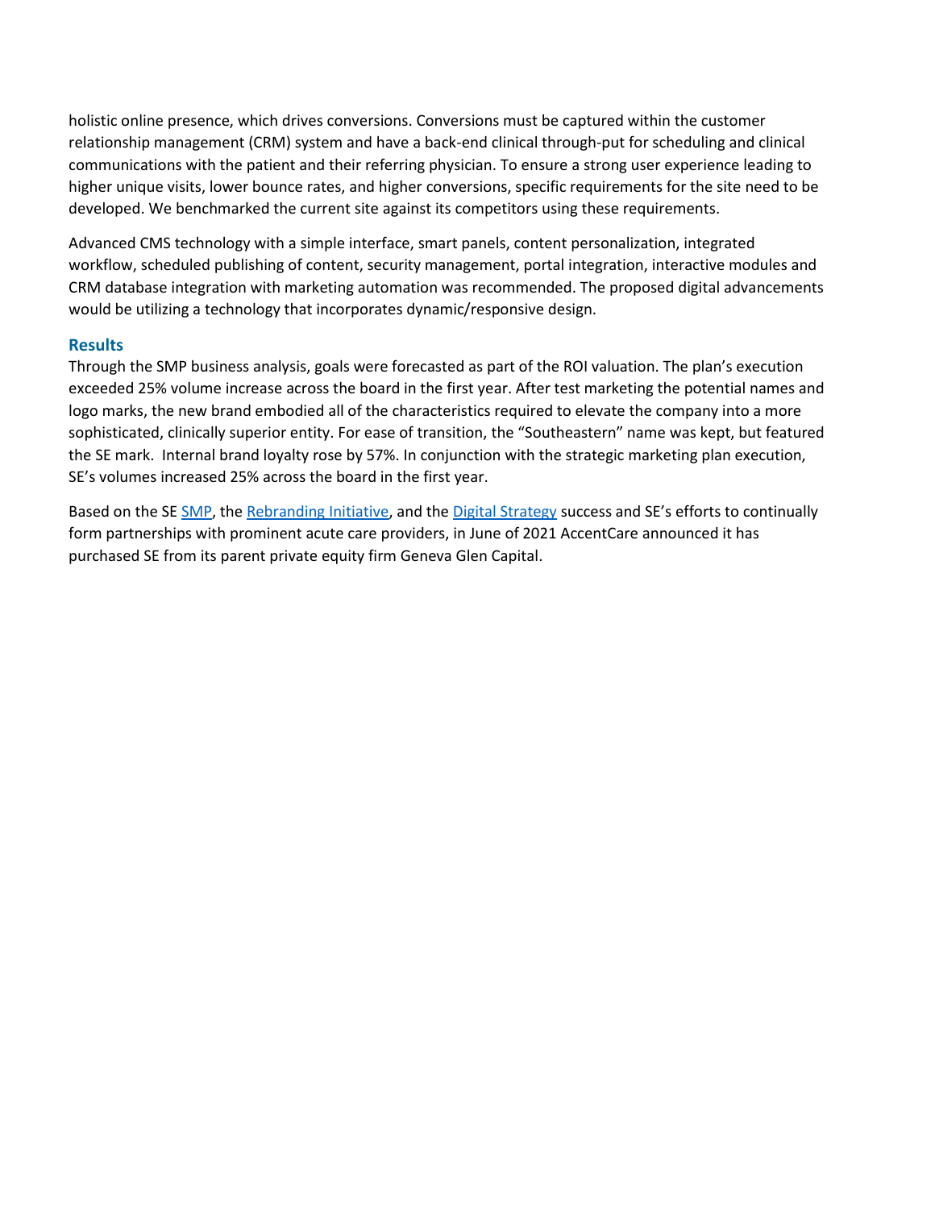holistic online presence, which drives conversions. Conversions must be captured within the customer relationship management (CRM) system and have a back-end clinical through-put for scheduling and clinical communications with the patient and their referring physician. To ensure a strong user experience leading to higher unique visits, lower bounce rates, and higher conversions, specific requirements for the site need to be developed. We benchmarked the current site against its competitors using these requirements.

Advanced CMS technology with a simple interface, smart panels, content personalization, integrated workflow, scheduled publishing of content, security management, portal integration, interactive modules and CRM database integration with marketing automation was recommended. The proposed digital advancements would be utilizing a technology that incorporates dynamic/responsive design.

## Results

Through the SMP business analysis, goals were forecasted as part of the ROI valuation. The plan's execution exceeded 25% volume increase across the board in the first year. After test marketing the potential names and logo marks, the new brand embodied all of the characteristics required to elevate the company into a more sophisticated, clinically superior entity. For ease of transition, the "Southeastern" name was kept, but featured the SE mark. Internal brand loyalty rose by 57%. In conjunction with the strategic marketing plan execution, SE's volumes increased 25% across the board in the first year.

Based on the SE SMP, the Rebranding Initiative, and the Digital Strategy success and SE's efforts to continually form partnerships with prominent acute care providers, in June of 2021 AccentCare announced it has purchased SE from its parent private equity firm Geneva Glen Capital.